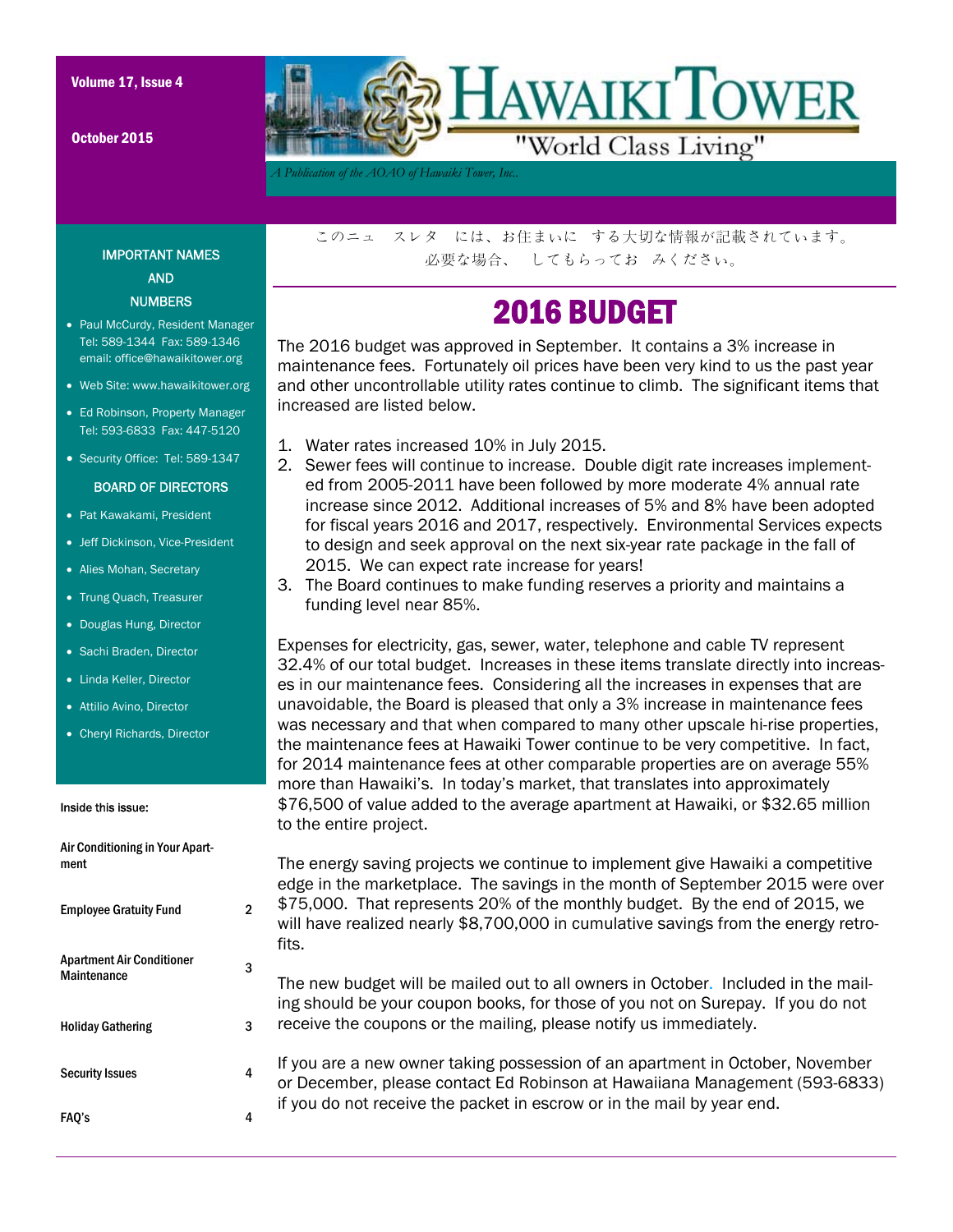# HAWAIKI TOWER

"World Class Living"

*A Publication of the AOAO of Hawaiki Tower, Inc.*

Volume 17, Issue 4

October 2015

IMPORTANT NAMES AND NUMBERS

- Paul McCurdy, Resident Manager Tel: 589-1344 Fax: 589-1346 email: office@hawaikitower.org
- Web Site: www.hawaikitower.org
- Ed Robinson, Property Manager Tel: 593-6833 Fax: 447-5120
- Security Office: Tel: 589-1347

BOARD OF DIRECTORS

- Pat Kawakami, President
- Jeff Dickinson, Vice-President
- Alies Mohan, Secretary
- Trung Quach, Treasurer
- Douglas Hung, Director
- Sachi Braden, Director
- Linda Keller, Director
- Attilio Avino, Director
- Cheryl Richards, Director

Inside this issue:

| | |
|---|---|
| Air Conditioning in Your Apartment | |
| Employee Gratuity Fund | 2 |
| Apartment Air Conditioner Maintenance | 3 |
| Holiday Gathering | 3 |
| Security Issues | 4 |
| FAQ's | 4 |

このニュ　スレタ　には、お住まいに　する大切な情報が記載されています。
必要な場合、　してもらってお　みください。

## 2016 BUDGET

The 2016 budget was approved in September. It contains a 3% increase in maintenance fees. Fortunately oil prices have been very kind to us the past year and other uncontrollable utility rates continue to climb. The significant items that increased are listed below.

1. Water rates increased 10% in July 2015.
2. Sewer fees will continue to increase. Double digit rate increases implemented from 2005-2011 have been followed by more moderate 4% annual rate increase since 2012. Additional increases of 5% and 8% have been adopted for fiscal years 2016 and 2017, respectively. Environmental Services expects to design and seek approval on the next six-year rate package in the fall of 2015. We can expect rate increase for years!
3. The Board continues to make funding reserves a priority and maintains a funding level near 85%.

Expenses for electricity, gas, sewer, water, telephone and cable TV represent 32.4% of our total budget. Increases in these items translate directly into increases in our maintenance fees. Considering all the increases in expenses that are unavoidable, the Board is pleased that only a 3% increase in maintenance fees was necessary and that when compared to many other upscale hi-rise properties, the maintenance fees at Hawaiki Tower continue to be very competitive. In fact, for 2014 maintenance fees at other comparable properties are on average 55% more than Hawaiki's. In today's market, that translates into approximately $76,500 of value added to the average apartment at Hawaiki, or $32.65 million to the entire project.

The energy saving projects we continue to implement give Hawaiki a competitive edge in the marketplace. The savings in the month of September 2015 were over $75,000. That represents 20% of the monthly budget. By the end of 2015, we will have realized nearly $8,700,000 in cumulative savings from the energy retrofits.

The new budget will be mailed out to all owners in October. Included in the mailing should be your coupon books, for those of you not on Surepay. If you do not receive the coupons or the mailing, please notify us immediately.

If you are a new owner taking possession of an apartment in October, November or December, please contact Ed Robinson at Hawaiiana Management (593-6833) if you do not receive the packet in escrow or in the mail by year end.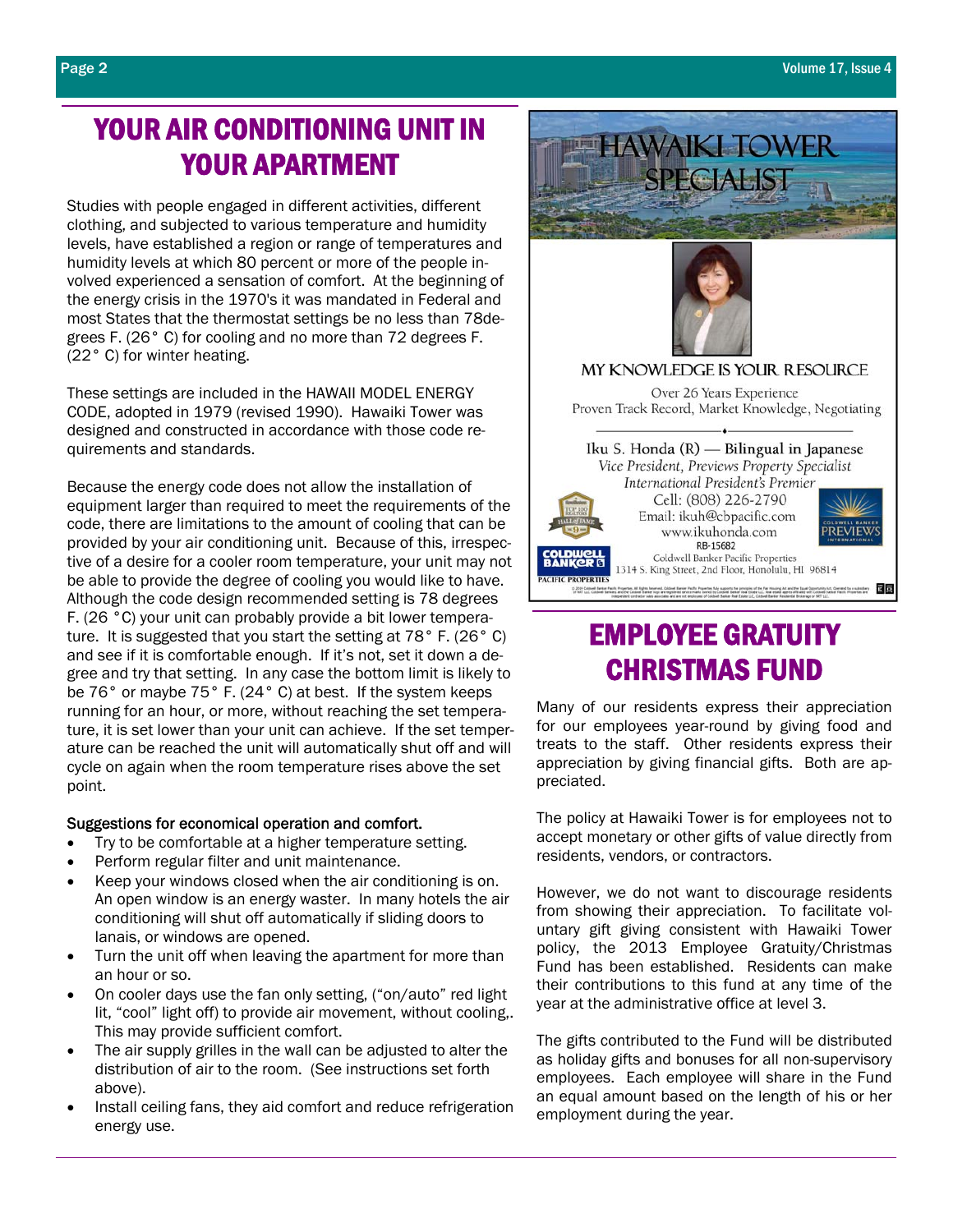# YOUR AIR CONDITIONING UNIT IN YOUR APARTMENT

Studies with people engaged in different activities, different clothing, and subjected to various temperature and humidity levels, have established a region or range of temperatures and humidity levels at which 80 percent or more of the people involved experienced a sensation of comfort. At the beginning of the energy crisis in the 1970's it was mandated in Federal and most States that the thermostat settings be no less than 78degrees F. (26° C) for cooling and no more than 72 degrees F. (22° C) for winter heating.

These settings are included in the HAWAII MODEL ENERGY CODE, adopted in 1979 (revised 1990). Hawaiki Tower was designed and constructed in accordance with those code requirements and standards.

Because the energy code does not allow the installation of equipment larger than required to meet the requirements of the code, there are limitations to the amount of cooling that can be provided by your air conditioning unit. Because of this, irrespective of a desire for a cooler room temperature, your unit may not be able to provide the degree of cooling you would like to have. Although the code design recommended setting is 78 degrees F. (26 °C) your unit can probably provide a bit lower temperature. It is suggested that you start the setting at 78° F. (26° C) and see if it is comfortable enough. If it's not, set it down a degree and try that setting. In any case the bottom limit is likely to be 76° or maybe 75° F. (24° C) at best. If the system keeps running for an hour, or more, without reaching the set temperature, it is set lower than your unit can achieve. If the set temperature can be reached the unit will automatically shut off and will cycle on again when the room temperature rises above the set point.

**Suggestions for economical operation and comfort.**

- Try to be comfortable at a higher temperature setting.
- Perform regular filter and unit maintenance.
- Keep your windows closed when the air conditioning is on. An open window is an energy waster. In many hotels the air conditioning will shut off automatically if sliding doors to lanais, or windows are opened.
- Turn the unit off when leaving the apartment for more than an hour or so.
- On cooler days use the fan only setting, ("on/auto" red light lit, "cool" light off) to provide air movement, without cooling,. This may provide sufficient comfort.
- The air supply grilles in the wall can be adjusted to alter the distribution of air to the room. (See instructions set forth above).
- Install ceiling fans, they aid comfort and reduce refrigeration energy use.

HAWAIKI TOWER SPECIALIST

MY KNOWLEDGE IS YOUR RESOURCE

Over 26 Years Experience
Proven Track Record, Market Knowledge, Negotiating

Iku S. Honda (R) — Bilingual in Japanese
*Vice President, Previews Property Specialist*
*International President's Premier*
Cell: (808) 226-2790
Email: ikuh@cbpacific.com
www.ikuhonda.com
RB-15682
Coldwell Banker Pacific Properties
1314 S. King Street, 2nd Floor, Honolulu, HI 96814

# EMPLOYEE GRATUITY CHRISTMAS FUND

Many of our residents express their appreciation for our employees year-round by giving food and treats to the staff. Other residents express their appreciation by giving financial gifts. Both are appreciated.

The policy at Hawaiki Tower is for employees not to accept monetary or other gifts of value directly from residents, vendors, or contractors.

However, we do not want to discourage residents from showing their appreciation. To facilitate voluntary gift giving consistent with Hawaiki Tower policy, the 2013 Employee Gratuity/Christmas Fund has been established. Residents can make their contributions to this fund at any time of the year at the administrative office at level 3.

The gifts contributed to the Fund will be distributed as holiday gifts and bonuses for all non-supervisory employees. Each employee will share in the Fund an equal amount based on the length of his or her employment during the year.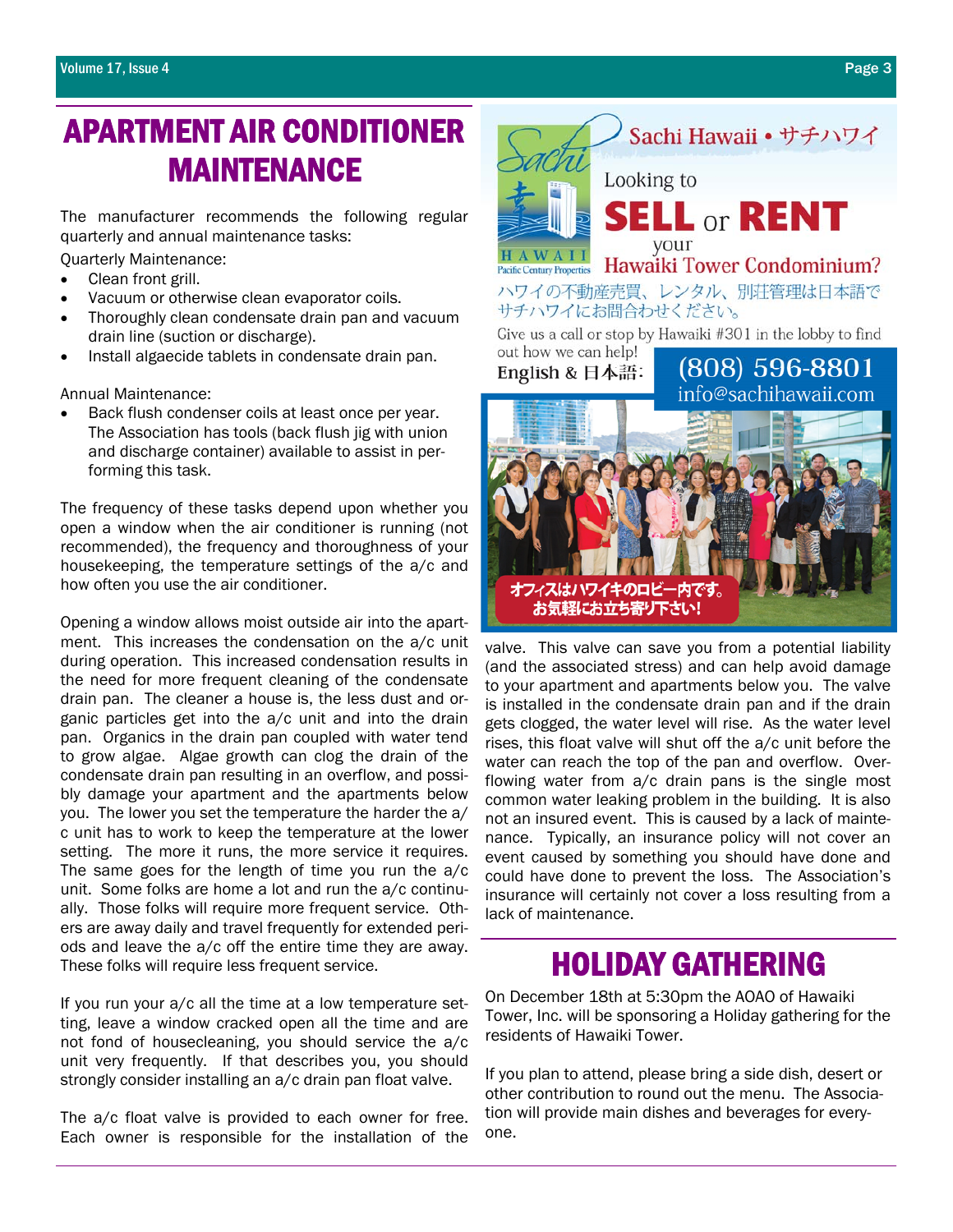# APARTMENT AIR CONDITIONER MAINTENANCE

The manufacturer recommends the following regular quarterly and annual maintenance tasks:

Quarterly Maintenance:

- Clean front grill.
- Vacuum or otherwise clean evaporator coils.
- Thoroughly clean condensate drain pan and vacuum drain line (suction or discharge).
- Install algaecide tablets in condensate drain pan.

Annual Maintenance:

- Back flush condenser coils at least once per year. The Association has tools (back flush jig with union and discharge container) available to assist in performing this task.

The frequency of these tasks depend upon whether you open a window when the air conditioner is running (not recommended), the frequency and thoroughness of your housekeeping, the temperature settings of the a/c and how often you use the air conditioner.

Opening a window allows moist outside air into the apartment. This increases the condensation on the a/c unit during operation. This increased condensation results in the need for more frequent cleaning of the condensate drain pan. The cleaner a house is, the less dust and organic particles get into the a/c unit and into the drain pan. Organics in the drain pan coupled with water tend to grow algae. Algae growth can clog the drain of the condensate drain pan resulting in an overflow, and possibly damage your apartment and the apartments below you. The lower you set the temperature the harder the a/c unit has to work to keep the temperature at the lower setting. The more it runs, the more service it requires. The same goes for the length of time you run the a/c unit. Some folks are home a lot and run the a/c continually. Those folks will require more frequent service. Others are away daily and travel frequently for extended periods and leave the a/c off the entire time they are away. These folks will require less frequent service.

If you run your a/c all the time at a low temperature setting, leave a window cracked open all the time and are not fond of housecleaning, you should service the a/c unit very frequently. If that describes you, you should strongly consider installing an a/c drain pan float valve.

The a/c float valve is provided to each owner for free. Each owner is responsible for the installation of the valve. This valve can save you from a potential liability (and the associated stress) and can help avoid damage to your apartment and apartments below you. The valve is installed in the condensate drain pan and if the drain gets clogged, the water level will rise. As the water level rises, this float valve will shut off the a/c unit before the water can reach the top of the pan and overflow. Overflowing water from a/c drain pans is the single most common water leaking problem in the building. It is also not an insured event. This is caused by a lack of maintenance. Typically, an insurance policy will not cover an event caused by something you should have done and could have done to prevent the loss. The Association's insurance will certainly not cover a loss resulting from a lack of maintenance.

Sachi Hawaii • サチハワイ

Looking to **SELL** or **RENT** your Hawaiki Tower Condominium?

ハワイの不動産売買、レンタル、別荘管理は日本語でサチハワイにお問合わせください。

Give us a call or stop by Hawaiki #301 in the lobby to find out how we can help!

English & 日本語: (808) 596-8801
info@sachihawaii.com

オフィスはハワイキのロビー内です。お気軽にお立ち寄り下さい!

# HOLIDAY GATHERING

On December 18th at 5:30pm the AOAO of Hawaiki Tower, Inc. will be sponsoring a Holiday gathering for the residents of Hawaiki Tower.

If you plan to attend, please bring a side dish, desert or other contribution to round out the menu. The Association will provide main dishes and beverages for everyone.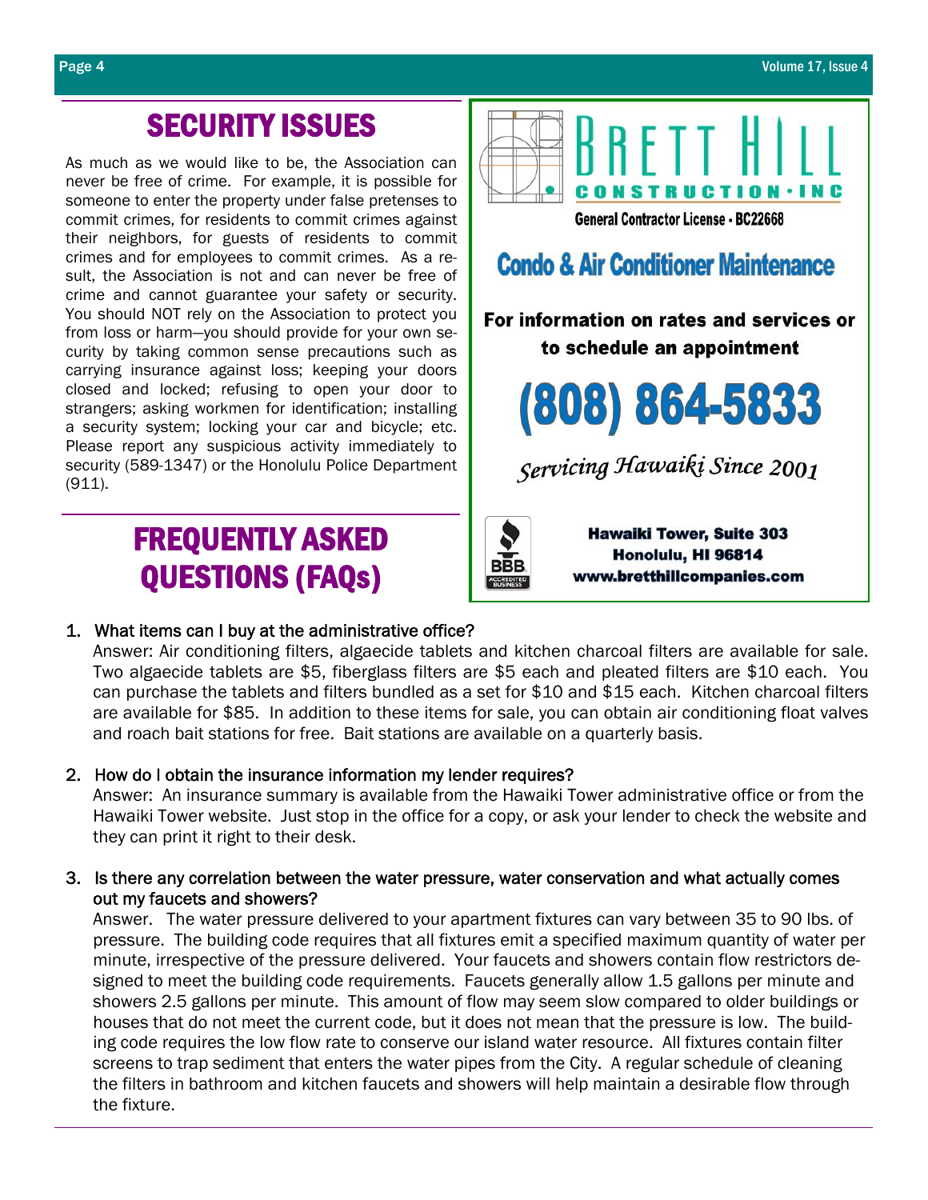## SECURITY ISSUES

As much as we would like to be, the Association can never be free of crime. For example, it is possible for someone to enter the property under false pretenses to commit crimes, for residents to commit crimes against their neighbors, for guests of residents to commit crimes and for employees to commit crimes. As a result, the Association is not and can never be free of crime and cannot guarantee your safety or security. You should NOT rely on the Association to protect you from loss or harm—you should provide for your own security by taking common sense precautions such as carrying insurance against loss; keeping your doors closed and locked; refusing to open your door to strangers; asking workmen for identification; installing a security system; locking your car and bicycle; etc. Please report any suspicious activity immediately to security (589-1347) or the Honolulu Police Department (911).

BRETT HILL CONSTRUCTION · INC

General Contractor License - BC22668

**Condo & Air Conditioner Maintenance**

**For information on rates and services or to schedule an appointment**

**(808) 864-5833**

*Servicing Hawaiki Since 2001*

BBB ACCREDITED BUSINESS

**Hawaiki Tower, Suite 303**
**Honolulu, HI 96814**
**www.bretthillcompanies.com**

## FREQUENTLY ASKED QUESTIONS (FAQs)

1. What items can I buy at the administrative office?
   Answer: Air conditioning filters, algaecide tablets and kitchen charcoal filters are available for sale. Two algaecide tablets are $5, fiberglass filters are $5 each and pleated filters are $10 each. You can purchase the tablets and filters bundled as a set for $10 and $15 each. Kitchen charcoal filters are available for $85. In addition to these items for sale, you can obtain air conditioning float valves and roach bait stations for free. Bait stations are available on a quarterly basis.

2. How do I obtain the insurance information my lender requires?
   Answer: An insurance summary is available from the Hawaiki Tower administrative office or from the Hawaiki Tower website. Just stop in the office for a copy, or ask your lender to check the website and they can print it right to their desk.

3. Is there any correlation between the water pressure, water conservation and what actually comes out my faucets and showers?
   Answer. The water pressure delivered to your apartment fixtures can vary between 35 to 90 lbs. of pressure. The building code requires that all fixtures emit a specified maximum quantity of water per minute, irrespective of the pressure delivered. Your faucets and showers contain flow restrictors designed to meet the building code requirements. Faucets generally allow 1.5 gallons per minute and showers 2.5 gallons per minute. This amount of flow may seem slow compared to older buildings or houses that do not meet the current code, but it does not mean that the pressure is low. The building code requires the low flow rate to conserve our island water resource. All fixtures contain filter screens to trap sediment that enters the water pipes from the City. A regular schedule of cleaning the filters in bathroom and kitchen faucets and showers will help maintain a desirable flow through the fixture.